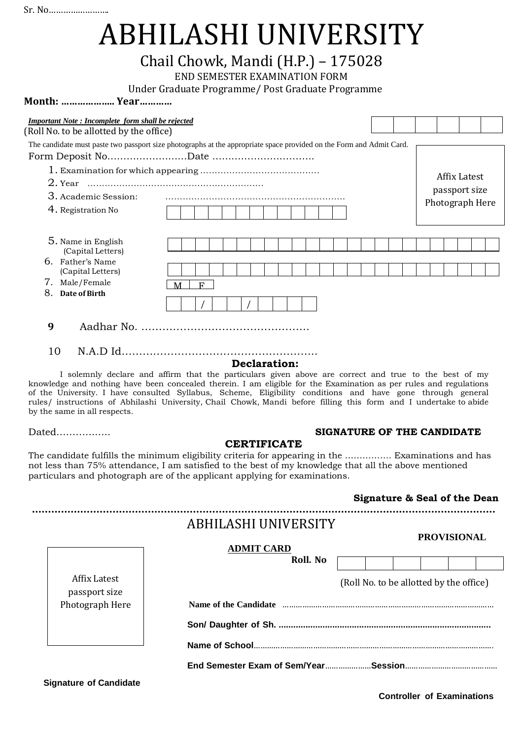Sr. No……………………..

# ABHILASHI UNIVERSITY

## Chail Chowk, Mandi (H.P.) – 175028

END SEMESTER EXAMINATION FORM

Under Graduate Programme/ Post Graduate Programme

**Month: ……………….. Year…………**

***Important Note : Incomplete form shall be rejected***

(Roll No. to be allotted by the office)

| | | | | | |
|---|---|---|---|---|---|
| | | | | | |

The candidate must paste two passport size photographs at the appropriate space provided on the Form and Admit Card.

Affix Latest passport size Photograph Here

Form Deposit No…………………….Date ……………………………

1. Examination for which appearing ……………………………………
2. Year ……………………………………………………
3. Academic Session: ……………………………………………………
4. Registration No

| | | | | | | | | | | | | |
|---|---|---|---|---|---|---|---|---|---|---|---|---|
| | | | | | | | | | | | | |

5. Name in English (Capital Letters)

| | | | | | | | | | | | | | | | | | | | | | | | |
|---|---|---|---|---|---|---|---|---|---|---|---|---|---|---|---|---|---|---|---|---|---|---|---|
| | | | | | | | | | | | | | | | | | | | | | | | |

6. Father's Name (Capital Letters)

| | | | | | | | | | | | | | | | | | | | | | | | |
|---|---|---|---|---|---|---|---|---|---|---|---|---|---|---|---|---|---|---|---|---|---|---|---|
| | | | | | | | | | | | | | | | | | | | | | | | |

7. Male/Female

| M | F |
|---|---|

8. **Date of Birth**

| | | / | | | / | | | | |
|---|---|---|---|---|---|---|---|---|---|

**9** Aadhar No. …………………………………………

10 N.A.D Id…………………………………………………

### Declaration:

I solemnly declare and affirm that the particulars given above are correct and true to the best of my knowledge and nothing have been concealed therein. I am eligible for the Examination as per rules and regulations of the University. I have consulted Syllabus, Scheme, Eligibility conditions and have gone through general rules/ instructions of Abhilashi University, Chail Chowk, Mandi before filling this form and I undertake to abide by the same in all respects.

Dated……………… **SIGNATURE OF THE CANDIDATE**

### CERTIFICATE

The candidate fulfills the minimum eligibility criteria for appearing in the ……………. Examinations and has not less than 75% attendance, I am satisfied to the best of my knowledge that all the above mentioned particulars and photograph are of the applicant applying for examinations.

**Signature & Seal of the Dean**

……………………………………………………………………………………………………………………………

## ABHILASHI UNIVERSITY

**PROVISIONAL**

**ADMIT CARD**

Affix Latest passport size Photograph Here

**Roll. No**

| | | | | | |
|---|---|---|---|---|---|
| | | | | | |

(Roll No. to be allotted by the office)

**Name of the Candidate** ……………………………………………………………………………

**Son/ Daughter of Sh. ......................................................................................**

**Name of School**……………………………………………………………………………………

**End Semester Exam of Sem/Year**…………………**Session**……………………………………

**Signature of Candidate**

**Controller of Examinations**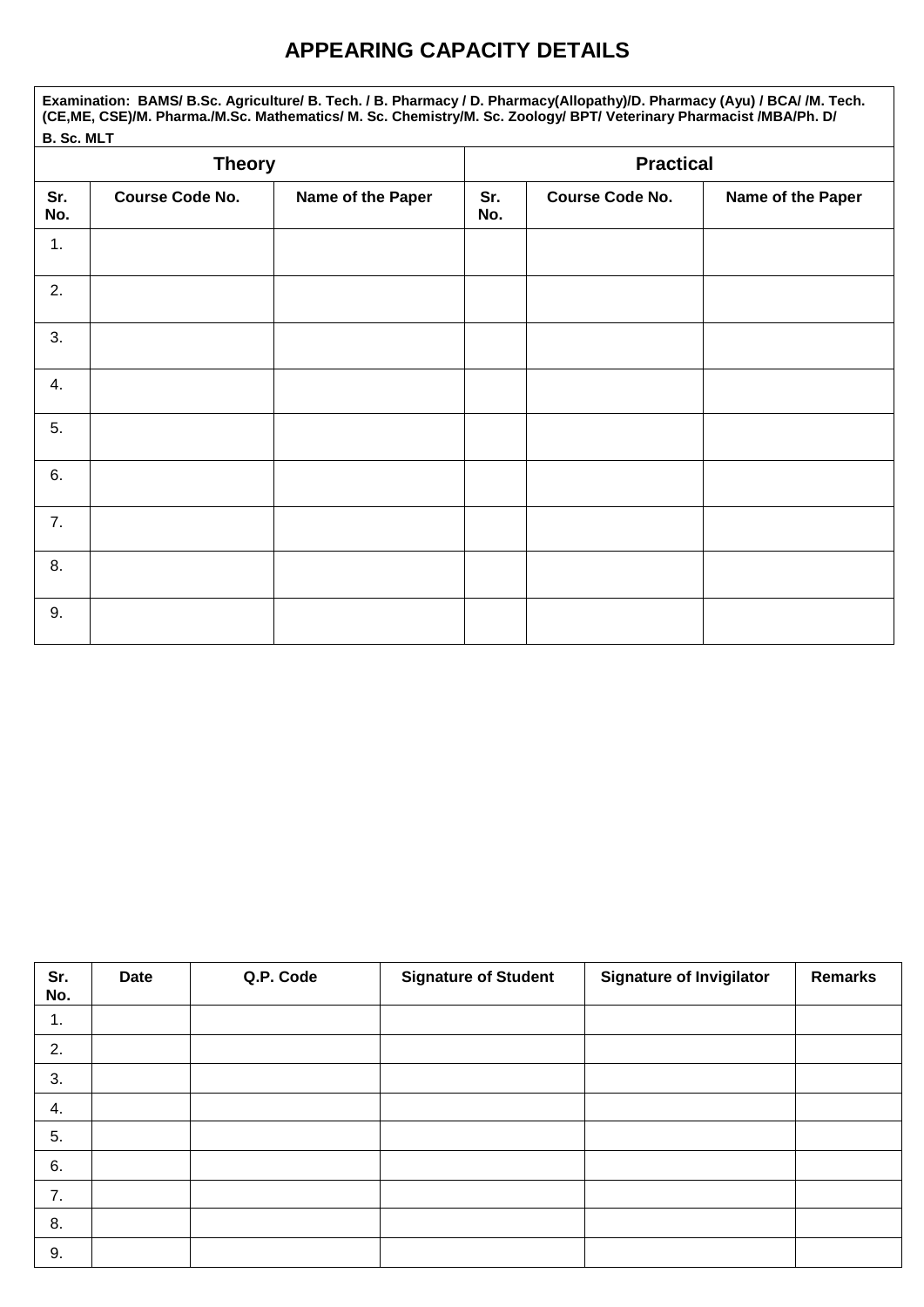# APPEARING CAPACITY DETAILS

| Examination: BAMS/ B.Sc. Agriculture/ B. Tech. / B. Pharmacy / D. Pharmacy(Allopathy)/D. Pharmacy (Ayu) / BCA/ /M. Tech. (CE,ME, CSE)/M. Pharma./M.Sc. Mathematics/ M. Sc. Chemistry/M. Sc. Zoology/ BPT/ Veterinary Pharmacist /MBA/Ph. D/ B. Sc. MLT | | | | | |
|---|---|---|---|---|---|
| **Theory** | | | **Practical** | | |
| **Sr. No.** | **Course Code No.** | **Name of the Paper** | **Sr. No.** | **Course Code No.** | **Name of the Paper** |
| 1. | | | | | |
| 2. | | | | | |
| 3. | | | | | |
| 4. | | | | | |
| 5. | | | | | |
| 6. | | | | | |
| 7. | | | | | |
| 8. | | | | | |
| 9. | | | | | |

| Sr. No. | Date | Q.P. Code | Signature of Student | Signature of Invigilator | Remarks |
|---|---|---|---|---|---|
| 1. | | | | | |
| 2. | | | | | |
| 3. | | | | | |
| 4. | | | | | |
| 5. | | | | | |
| 6. | | | | | |
| 7. | | | | | |
| 8. | | | | | |
| 9. | | | | | |